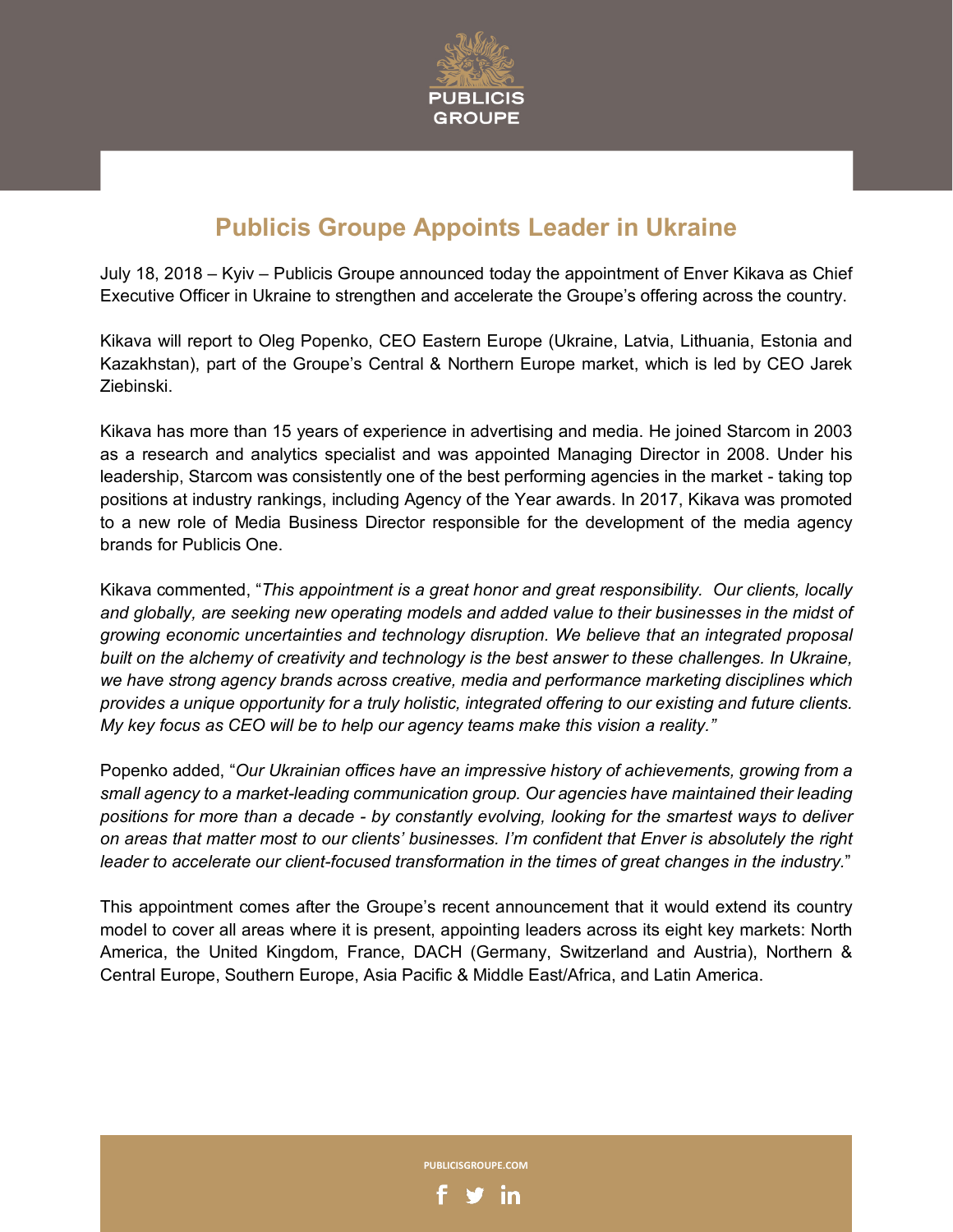# Publicis Groupe Appoints Leader in Ukraine

July 18, 2018 – Kyiv – Publicis Groupe announced today the appointment of Enver Kikava as Chief Executive Officer in Ukraine to strengthen and accelerate the Groupe's offering across the country.

Kikava will report to Oleg Popenko, CEO Eastern Europe (Ukraine, Latvia, Lithuania, Estonia and Kazakhstan), part of the Groupe's Central & Northern Europe market, which is led by CEO Jarek Ziebinski.

Kikava has more than 15 years of experience in advertising and media. He joined Starcom in 2003 as a research and analytics specialist and was appointed Managing Director in 2008. Under his leadership, Starcom was consistently one of the best performing agencies in the market - taking top positions at industry rankings, including Agency of the Year awards. In 2017, Kikava was promoted to a new role of Media Business Director responsible for the development of the media agency brands for Publicis One.

Kikava commented, "*This appointment is a great honor and great responsibility. Our clients, locally and globally, are seeking new operating models and added value to their businesses in the midst of growing economic uncertainties and technology disruption. We believe that an integrated proposal built on the alchemy of creativity and technology is the best answer to these challenges. In Ukraine, we have strong agency brands across creative, media and performance marketing disciplines which provides a unique opportunity for a truly holistic, integrated offering to our existing and future clients. My key focus as CEO will be to help our agency teams make this vision a reality."*

Popenko added, "*Our Ukrainian offices have an impressive history of achievements, growing from a small agency to a market-leading communication group. Our agencies have maintained their leading positions for more than a decade - by constantly evolving, looking for the smartest ways to deliver on areas that matter most to our clients' businesses. I'm confident that Enver is absolutely the right leader to accelerate our client-focused transformation in the times of great changes in the industry.*"

This appointment comes after the Groupe's recent announcement that it would extend its country model to cover all areas where it is present, appointing leaders across its eight key markets: North America, the United Kingdom, France, DACH (Germany, Switzerland and Austria), Northern & Central Europe, Southern Europe, Asia Pacific & Middle East/Africa, and Latin America.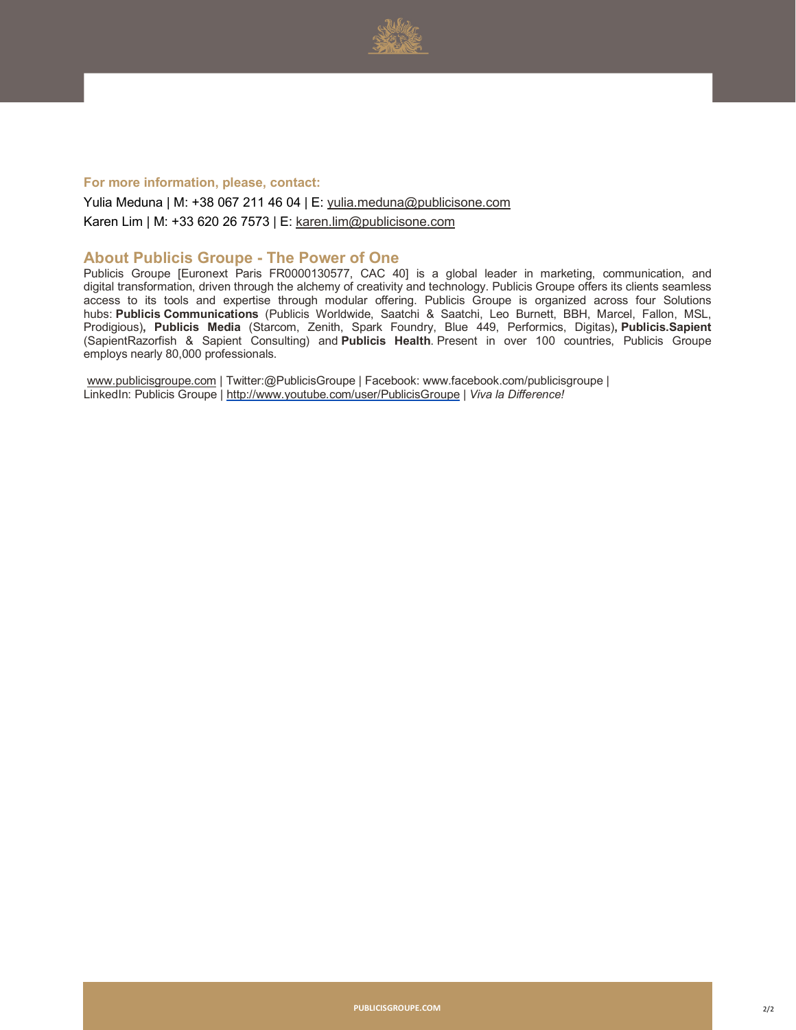**For more information, please, contact:**

Yulia Meduna | M: +38 067 211 46 04 | E: yulia.meduna@publicisone.com

Karen Lim | M: +33 620 26 7573 | E: karen.lim@publicisone.com

## About Publicis Groupe - The Power of One

Publicis Groupe [Euronext Paris FR0000130577, CAC 40] is a global leader in marketing, communication, and digital transformation, driven through the alchemy of creativity and technology. Publicis Groupe offers its clients seamless access to its tools and expertise through modular offering. Publicis Groupe is organized across four Solutions hubs: **Publicis Communications** (Publicis Worldwide, Saatchi & Saatchi, Leo Burnett, BBH, Marcel, Fallon, MSL, Prodigious)**, Publicis Media** (Starcom, Zenith, Spark Foundry, Blue 449, Performics, Digitas)**, Publicis.Sapient** (SapientRazorfish & Sapient Consulting) and **Publicis Health**. Present in over 100 countries, Publicis Groupe employs nearly 80,000 professionals.

www.publicisgroupe.com | Twitter:@PublicisGroupe | Facebook: www.facebook.com/publicisgroupe | LinkedIn: Publicis Groupe | http://www.youtube.com/user/PublicisGroupe | *Viva la Difference!*